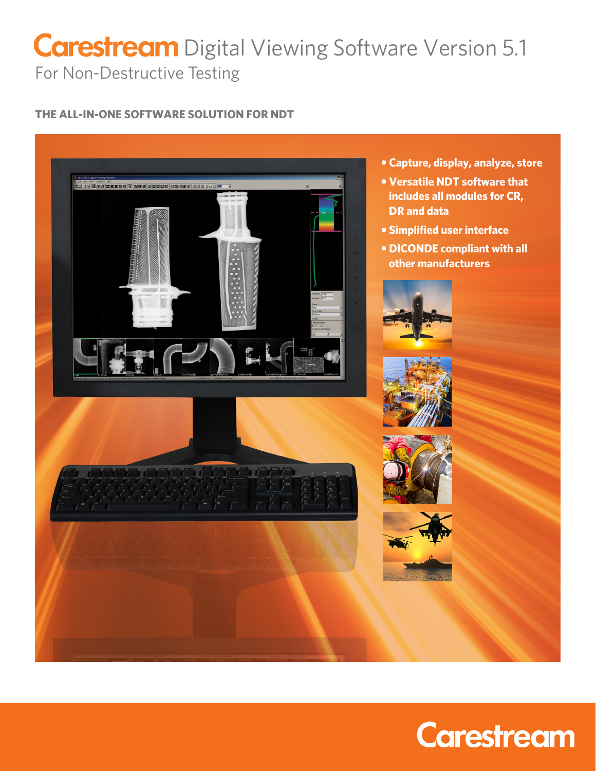# Carestream Digital Viewing Software Version 5.1

For Non-Destructive Testing

**THE ALL-IN-ONE SOFTWARE SOLUTION FOR NDT**

- **Capture, display, analyze, store**
- **Versatile NDT software that includes all modules for CR, DR and data**
- **Simplified user interface**
- **DICONDE compliant with all other manufacturers**

Carestream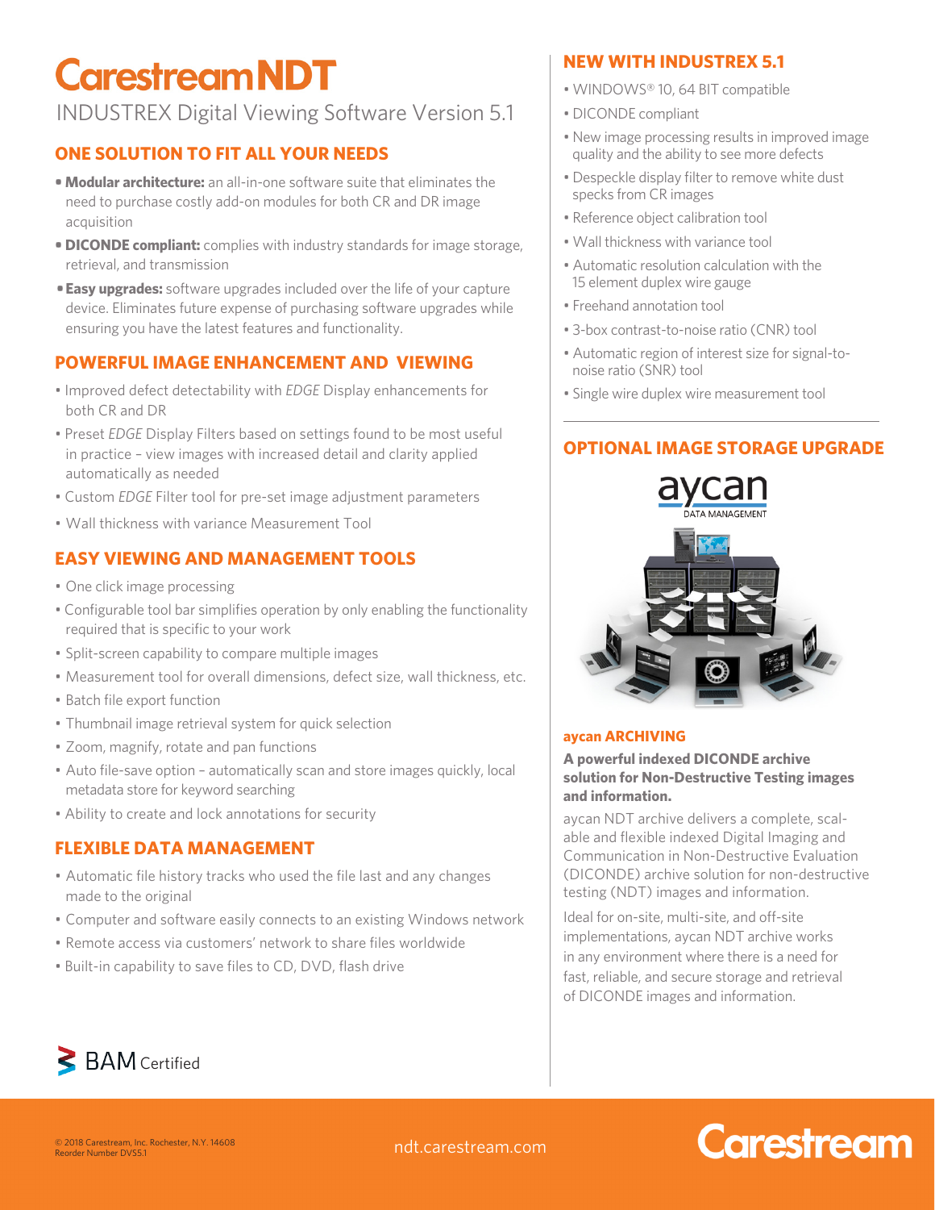# CarestreamNDT

INDUSTREX Digital Viewing Software Version 5.1

## ONE SOLUTION TO FIT ALL YOUR NEEDS

- **Modular architecture:** an all-in-one software suite that eliminates the need to purchase costly add-on modules for both CR and DR image acquisition
- **DICONDE compliant:** complies with industry standards for image storage, retrieval, and transmission
- **Easy upgrades:** software upgrades included over the life of your capture device. Eliminates future expense of purchasing software upgrades while ensuring you have the latest features and functionality.

## POWERFUL IMAGE ENHANCEMENT AND VIEWING

- Improved defect detectability with *EDGE* Display enhancements for both CR and DR
- Preset *EDGE* Display Filters based on settings found to be most useful in practice – view images with increased detail and clarity applied automatically as needed
- Custom *EDGE* Filter tool for pre-set image adjustment parameters
- Wall thickness with variance Measurement Tool

## EASY VIEWING AND MANAGEMENT TOOLS

- One click image processing
- Configurable tool bar simplifies operation by only enabling the functionality required that is specific to your work
- Split-screen capability to compare multiple images
- Measurement tool for overall dimensions, defect size, wall thickness, etc.
- Batch file export function
- Thumbnail image retrieval system for quick selection
- Zoom, magnify, rotate and pan functions
- Auto file-save option – automatically scan and store images quickly, local metadata store for keyword searching
- Ability to create and lock annotations for security

## FLEXIBLE DATA MANAGEMENT

- Automatic file history tracks who used the file last and any changes made to the original
- Computer and software easily connects to an existing Windows network
- Remote access via customers' network to share files worldwide
- Built-in capability to save files to CD, DVD, flash drive

BAM Certified

## NEW WITH INDUSTREX 5.1

- WINDOWS® 10, 64 BIT compatible
- DICONDE compliant
- New image processing results in improved image quality and the ability to see more defects
- Despeckle display filter to remove white dust specks from CR images
- Reference object calibration tool
- Wall thickness with variance tool
- Automatic resolution calculation with the 15 element duplex wire gauge
- Freehand annotation tool
- 3-box contrast-to-noise ratio (CNR) tool
- Automatic region of interest size for signal-to-noise ratio (SNR) tool
- Single wire duplex wire measurement tool

## OPTIONAL IMAGE STORAGE UPGRADE

aycan DATA MANAGEMENT

### aycan ARCHIVING

**A powerful indexed DICONDE archive solution for Non-Destructive Testing images and information.**

aycan NDT archive delivers a complete, scalable and flexible indexed Digital Imaging and Communication in Non-Destructive Evaluation (DICONDE) archive solution for non-destructive testing (NDT) images and information.

Ideal for on-site, multi-site, and off-site implementations, aycan NDT archive works in any environment where there is a need for fast, reliable, and secure storage and retrieval of DICONDE images and information.

© 2018 Carestream, Inc. Rochester, N.Y. 14608
Reorder Number DVS5.1

ndt.carestream.com

Carestream